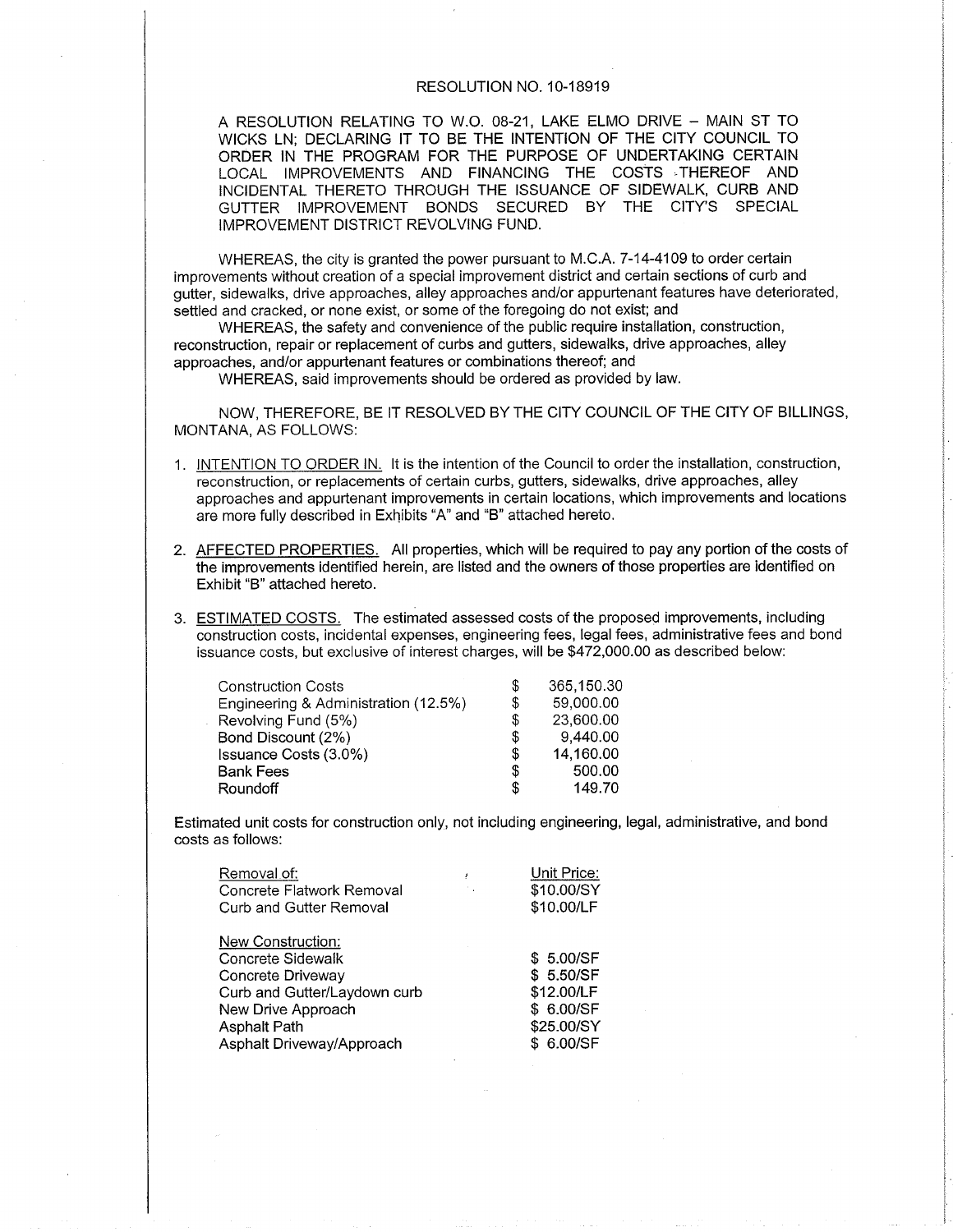# RESOLUTION NO. 10-18919

A RESOLUTION RELATING TO W.O. 08-21, LAKE ELMO DRIVE – MAIN ST TO WICKS LN; DECLARING IT TO BE THE INTENTION OF THE CITY COUNCIL TO ORDER IN THE PROGRAM FOR THE PURPOSE OF UNDERTAKING CERTAIN LOCAL IMPROVEMENTS AND FINANCING THE COSTS THEREOF AND INCIDENTAL THERETO THROUGH THE ISSUANCE OF SIDEWALK, CURB AND GUTTER IMPROVEMENT BONDS SECURED BY THE CITY'S SPECIAL IMPROVEMENT DISTRICT REVOLVING FUND.

WHEREAS, the city is granted the power pursuant to M.C.A. 7-14-4109 to order certain improvements without creation of a special improvement district and certain sections of curb and gutter, sidewalks, drive approaches, alley approaches and/or appurtenant features have deteriorated, settled and cracked, or none exist, or some of the foregoing do not exist; and

WHEREAS, the safety and convenience of the public require installation, construction, reconstruction, repair or replacement of curbs and gutters, sidewalks, drive approaches, alley approaches, and/or appurtenant features or combinations thereof; and

WHEREAS, said improvements should be ordered as provided by law.

NOW, THEREFORE, BE IT RESOLVED BY THE CITY COUNCIL OF THE CITY OF BILLINGS, MONTANA, AS FOLLOWS:

1. INTENTION TO ORDER IN. It is the intention of the Council to order the installation, construction, reconstruction, or replacements of certain curbs, gutters, sidewalks, drive approaches, alley approaches and appurtenant improvements in certain locations, which improvements and locations are more fully described in Exhibits "A" and "B" attached hereto.

2. AFFECTED PROPERTIES. All properties, which will be required to pay any portion of the costs of the improvements identified herein, are listed and the owners of those properties are identified on Exhibit "B" attached hereto.

3. ESTIMATED COSTS. The estimated assessed costs of the proposed improvements, including construction costs, incidental expenses, engineering fees, legal fees, administrative fees and bond issuance costs, but exclusive of interest charges, will be $472,000.00 as described below:

| | | |
|---|---|---|
| Construction Costs | $ | 365,150.30 |
| Engineering & Administration (12.5%) | $ | 59,000.00 |
| Revolving Fund (5%) | $ | 23,600.00 |
| Bond Discount (2%) | $ | 9,440.00 |
| Issuance Costs (3.0%) | $ | 14,160.00 |
| Bank Fees | $ | 500.00 |
| Roundoff | $ | 149.70 |

Estimated unit costs for construction only, not including engineering, legal, administrative, and bond costs as follows:

| Removal of: | Unit Price: |
|---|---|
| Concrete Flatwork Removal | $10.00/SY |
| Curb and Gutter Removal | $10.00/LF |
| **New Construction:** | |
| Concrete Sidewalk | $ 5.00/SF |
| Concrete Driveway | $ 5.50/SF |
| Curb and Gutter/Laydown curb | $12.00/LF |
| New Drive Approach | $ 6.00/SF |
| Asphalt Path | $25.00/SY |
| Asphalt Driveway/Approach | $ 6.00/SF |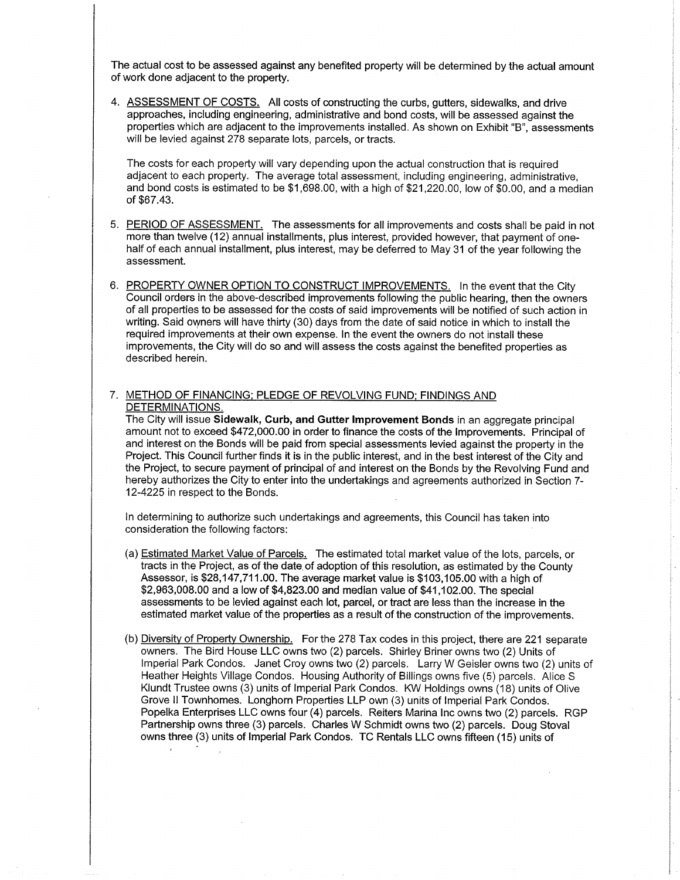The actual cost to be assessed against any benefited property will be determined by the actual amount of work done adjacent to the property.

4. ASSESSMENT OF COSTS. All costs of constructing the curbs, gutters, sidewalks, and drive approaches, including engineering, administrative and bond costs, will be assessed against the properties which are adjacent to the improvements installed. As shown on Exhibit "B", assessments will be levied against 278 separate lots, parcels, or tracts.

   The costs for each property will vary depending upon the actual construction that is required adjacent to each property. The average total assessment, including engineering, administrative, and bond costs is estimated to be $1,698.00, with a high of $21,220.00, low of $0.00, and a median of $67.43.

5. PERIOD OF ASSESSMENT. The assessments for all improvements and costs shall be paid in not more than twelve (12) annual installments, plus interest, provided however, that payment of one-half of each annual installment, plus interest, may be deferred to May 31 of the year following the assessment.

6. PROPERTY OWNER OPTION TO CONSTRUCT IMPROVEMENTS. In the event that the City Council orders in the above-described improvements following the public hearing, then the owners of all properties to be assessed for the costs of said improvements will be notified of such action in writing. Said owners will have thirty (30) days from the date of said notice in which to install the required improvements at their own expense. In the event the owners do not install these improvements, the City will do so and will assess the costs against the benefited properties as described herein.

7. METHOD OF FINANCING; PLEDGE OF REVOLVING FUND; FINDINGS AND DETERMINATIONS.
   The City will issue **Sidewalk, Curb, and Gutter Improvement Bonds** in an aggregate principal amount not to exceed $472,000.00 in order to finance the costs of the Improvements. Principal of and interest on the Bonds will be paid from special assessments levied against the property in the Project. This Council further finds it is in the public interest, and in the best interest of the City and the Project, to secure payment of principal of and interest on the Bonds by the Revolving Fund and hereby authorizes the City to enter into the undertakings and agreements authorized in Section 7-12-4225 in respect to the Bonds.

   In determining to authorize such undertakings and agreements, this Council has taken into consideration the following factors:

   (a) Estimated Market Value of Parcels. The estimated total market value of the lots, parcels, or tracts in the Project, as of the date of adoption of this resolution, as estimated by the County Assessor, is $28,147,711.00. The average market value is $103,105.00 with a high of $2,963,008.00 and a low of $4,823.00 and median value of $41,102.00. The special assessments to be levied against each lot, parcel, or tract are less than the increase in the estimated market value of the properties as a result of the construction of the improvements.

   (b) Diversity of Property Ownership. For the 278 Tax codes in this project, there are 221 separate owners. The Bird House LLC owns two (2) parcels. Shirley Briner owns two (2) Units of Imperial Park Condos. Janet Croy owns two (2) parcels. Larry W Geisler owns two (2) units of Heather Heights Village Condos. Housing Authority of Billings owns five (5) parcels. Alice S Klundt Trustee owns (3) units of Imperial Park Condos. KW Holdings owns (18) units of Olive Grove II Townhomes. Longhorn Properties LLP own (3) units of Imperial Park Condos. Popelka Enterprises LLC owns four (4) parcels. Reiters Marina Inc owns two (2) parcels. RGP Partnership owns three (3) parcels. Charles W Schmidt owns two (2) parcels. Doug Stoval owns three (3) units of Imperial Park Condos. TC Rentals LLC owns fifteen (15) units of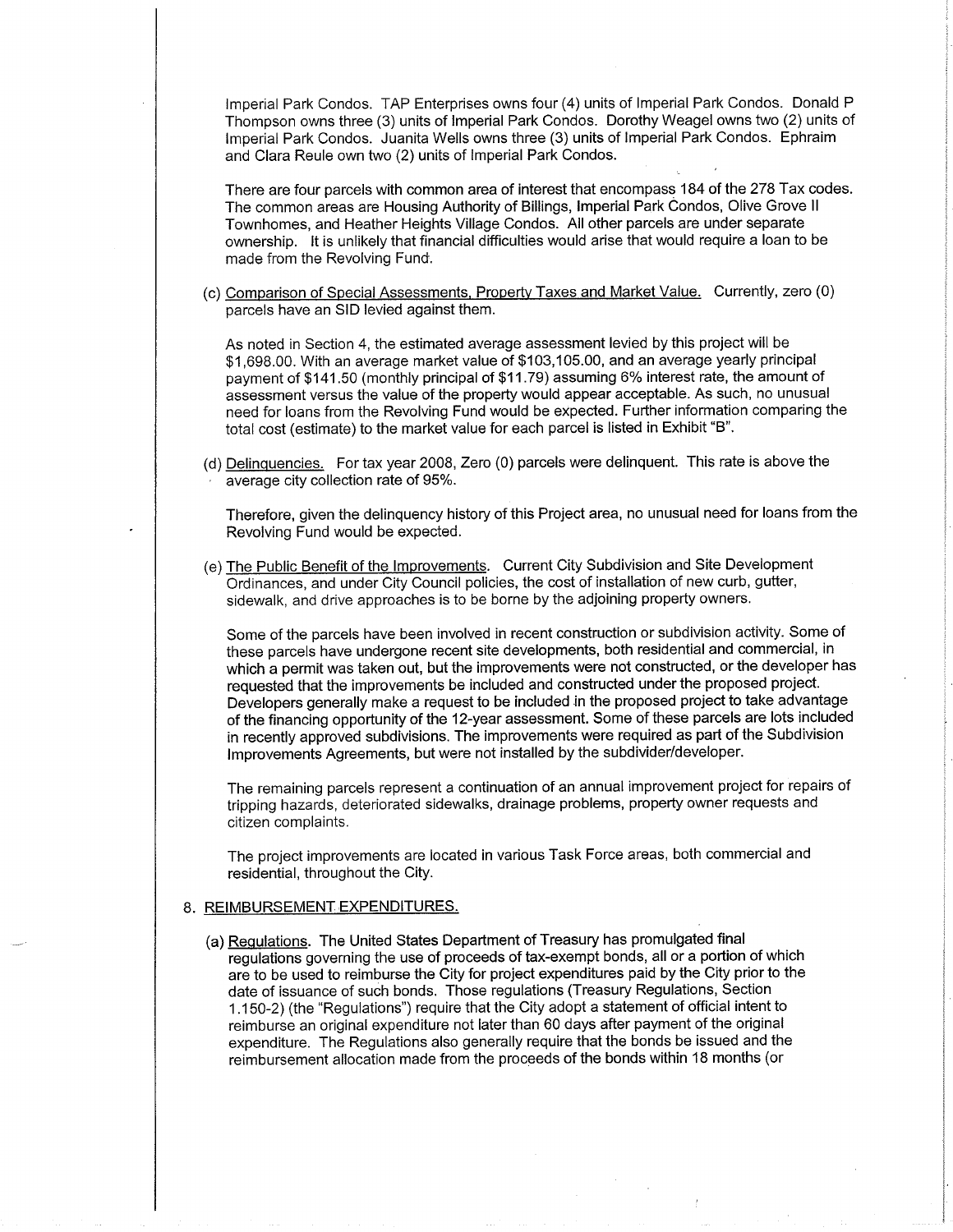Imperial Park Condos. TAP Enterprises owns four (4) units of Imperial Park Condos. Donald P Thompson owns three (3) units of Imperial Park Condos. Dorothy Weagel owns two (2) units of Imperial Park Condos. Juanita Wells owns three (3) units of Imperial Park Condos. Ephraim and Clara Reule own two (2) units of Imperial Park Condos.

There are four parcels with common area of interest that encompass 184 of the 278 Tax codes. The common areas are Housing Authority of Billings, Imperial Park Condos, Olive Grove II Townhomes, and Heather Heights Village Condos. All other parcels are under separate ownership. It is unlikely that financial difficulties would arise that would require a loan to be made from the Revolving Fund.

(c) Comparison of Special Assessments, Property Taxes and Market Value. Currently, zero (0) parcels have an SID levied against them.

As noted in Section 4, the estimated average assessment levied by this project will be $1,698.00. With an average market value of $103,105.00, and an average yearly principal payment of $141.50 (monthly principal of $11.79) assuming 6% interest rate, the amount of assessment versus the value of the property would appear acceptable. As such, no unusual need for loans from the Revolving Fund would be expected. Further information comparing the total cost (estimate) to the market value for each parcel is listed in Exhibit "B".

(d) Delinquencies. For tax year 2008, Zero (0) parcels were delinquent. This rate is above the average city collection rate of 95%.

Therefore, given the delinquency history of this Project area, no unusual need for loans from the Revolving Fund would be expected.

(e) The Public Benefit of the Improvements. Current City Subdivision and Site Development Ordinances, and under City Council policies, the cost of installation of new curb, gutter, sidewalk, and drive approaches is to be borne by the adjoining property owners.

Some of the parcels have been involved in recent construction or subdivision activity. Some of these parcels have undergone recent site developments, both residential and commercial, in which a permit was taken out, but the improvements were not constructed, or the developer has requested that the improvements be included and constructed under the proposed project. Developers generally make a request to be included in the proposed project to take advantage of the financing opportunity of the 12-year assessment. Some of these parcels are lots included in recently approved subdivisions. The improvements were required as part of the Subdivision Improvements Agreements, but were not installed by the subdivider/developer.

The remaining parcels represent a continuation of an annual improvement project for repairs of tripping hazards, deteriorated sidewalks, drainage problems, property owner requests and citizen complaints.

The project improvements are located in various Task Force areas, both commercial and residential, throughout the City.

8. REIMBURSEMENT EXPENDITURES.

(a) Regulations. The United States Department of Treasury has promulgated final regulations governing the use of proceeds of tax-exempt bonds, all or a portion of which are to be used to reimburse the City for project expenditures paid by the City prior to the date of issuance of such bonds. Those regulations (Treasury Regulations, Section 1.150-2) (the "Regulations") require that the City adopt a statement of official intent to reimburse an original expenditure not later than 60 days after payment of the original expenditure. The Regulations also generally require that the bonds be issued and the reimbursement allocation made from the proceeds of the bonds within 18 months (or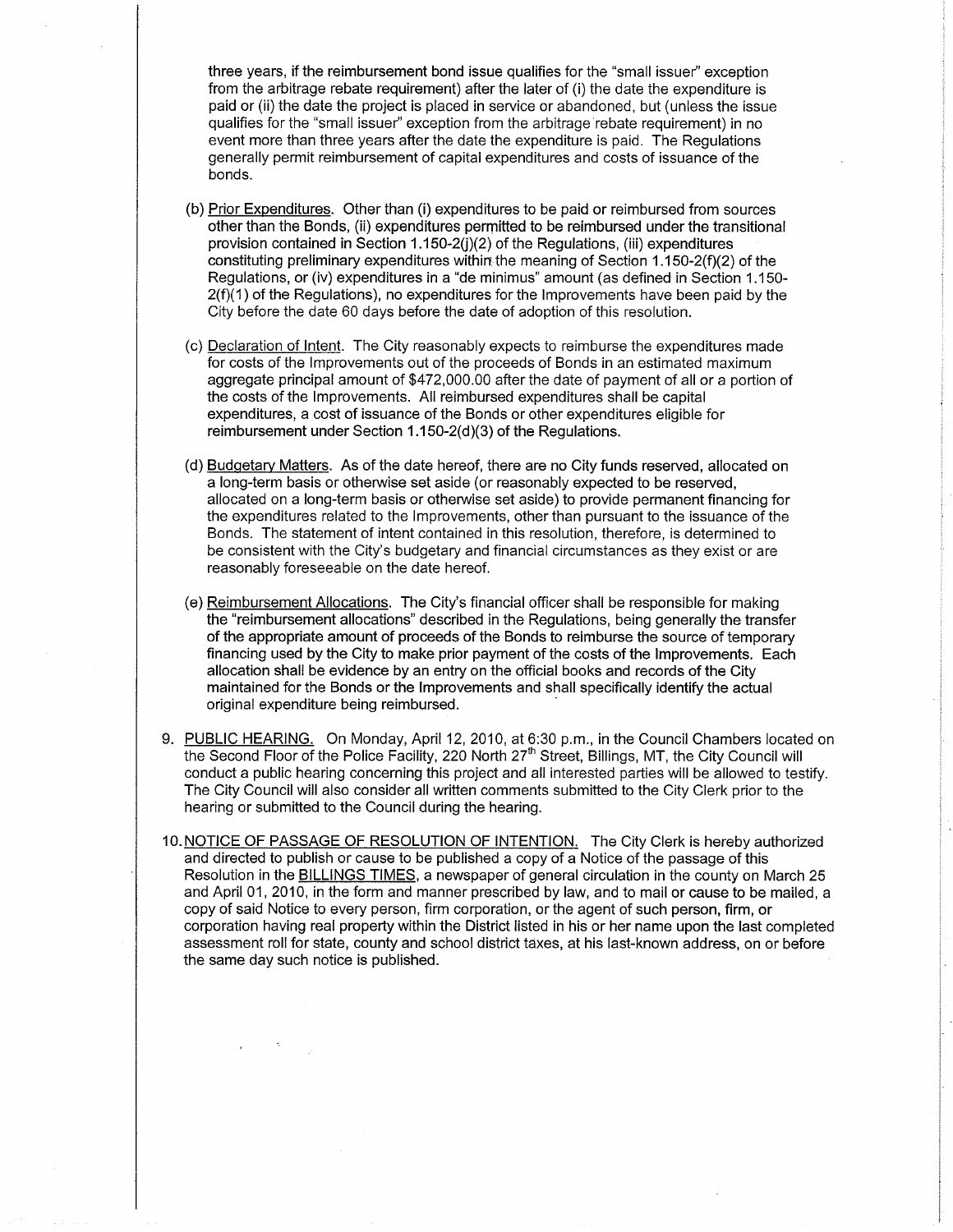three years, if the reimbursement bond issue qualifies for the "small issuer" exception from the arbitrage rebate requirement) after the later of (i) the date the expenditure is paid or (ii) the date the project is placed in service or abandoned, but (unless the issue qualifies for the "small issuer" exception from the arbitrage rebate requirement) in no event more than three years after the date the expenditure is paid. The Regulations generally permit reimbursement of capital expenditures and costs of issuance of the bonds.

(b) Prior Expenditures. Other than (i) expenditures to be paid or reimbursed from sources other than the Bonds, (ii) expenditures permitted to be reimbursed under the transitional provision contained in Section 1.150-2(j)(2) of the Regulations, (iii) expenditures constituting preliminary expenditures within the meaning of Section 1.150-2(f)(2) of the Regulations, or (iv) expenditures in a "de minimus" amount (as defined in Section 1.150-2(f)(1) of the Regulations), no expenditures for the Improvements have been paid by the City before the date 60 days before the date of adoption of this resolution.

(c) Declaration of Intent. The City reasonably expects to reimburse the expenditures made for costs of the Improvements out of the proceeds of Bonds in an estimated maximum aggregate principal amount of $472,000.00 after the date of payment of all or a portion of the costs of the Improvements. All reimbursed expenditures shall be capital expenditures, a cost of issuance of the Bonds or other expenditures eligible for reimbursement under Section 1.150-2(d)(3) of the Regulations.

(d) Budgetary Matters. As of the date hereof, there are no City funds reserved, allocated on a long-term basis or otherwise set aside (or reasonably expected to be reserved, allocated on a long-term basis or otherwise set aside) to provide permanent financing for the expenditures related to the Improvements, other than pursuant to the issuance of the Bonds. The statement of intent contained in this resolution, therefore, is determined to be consistent with the City's budgetary and financial circumstances as they exist or are reasonably foreseeable on the date hereof.

(e) Reimbursement Allocations. The City's financial officer shall be responsible for making the "reimbursement allocations" described in the Regulations, being generally the transfer of the appropriate amount of proceeds of the Bonds to reimburse the source of temporary financing used by the City to make prior payment of the costs of the Improvements. Each allocation shall be evidence by an entry on the official books and records of the City maintained for the Bonds or the Improvements and shall specifically identify the actual original expenditure being reimbursed.

9. PUBLIC HEARING. On Monday, April 12, 2010, at 6:30 p.m., in the Council Chambers located on the Second Floor of the Police Facility, 220 North 27th Street, Billings, MT, the City Council will conduct a public hearing concerning this project and all interested parties will be allowed to testify. The City Council will also consider all written comments submitted to the City Clerk prior to the hearing or submitted to the Council during the hearing.

10. NOTICE OF PASSAGE OF RESOLUTION OF INTENTION. The City Clerk is hereby authorized and directed to publish or cause to be published a copy of a Notice of the passage of this Resolution in the BILLINGS TIMES, a newspaper of general circulation in the county on March 25 and April 01, 2010, in the form and manner prescribed by law, and to mail or cause to be mailed, a copy of said Notice to every person, firm corporation, or the agent of such person, firm, or corporation having real property within the District listed in his or her name upon the last completed assessment roll for state, county and school district taxes, at his last-known address, on or before the same day such notice is published.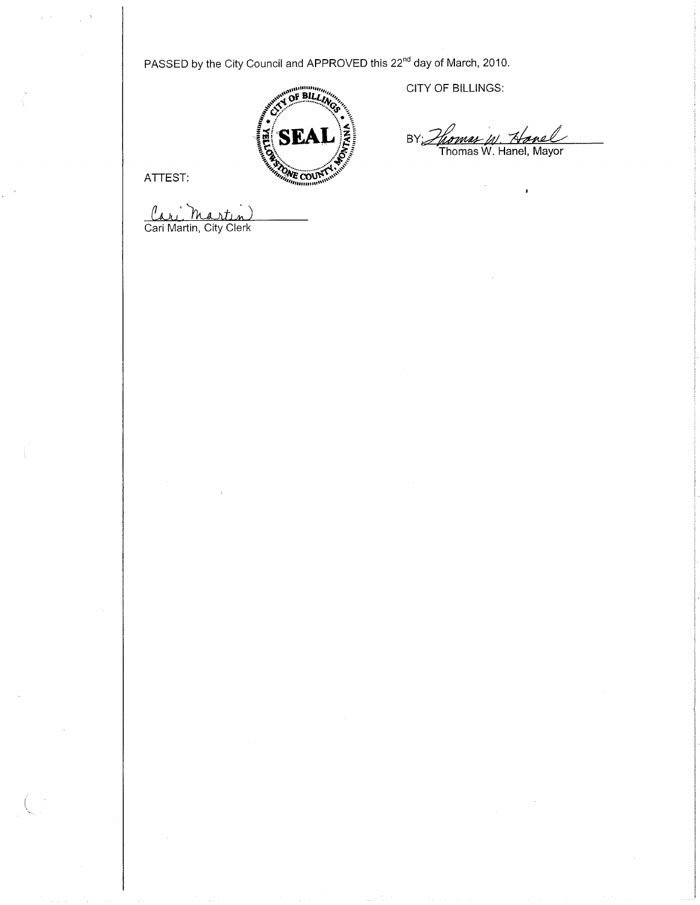PASSED by the City Council and APPROVED this 22nd day of March, 2010.

CITY OF BILLINGS:

SEAL

BY: Thomas W. Hanel

Thomas W. Hanel, Mayor

ATTEST:

Cari Martin

Cari Martin, City Clerk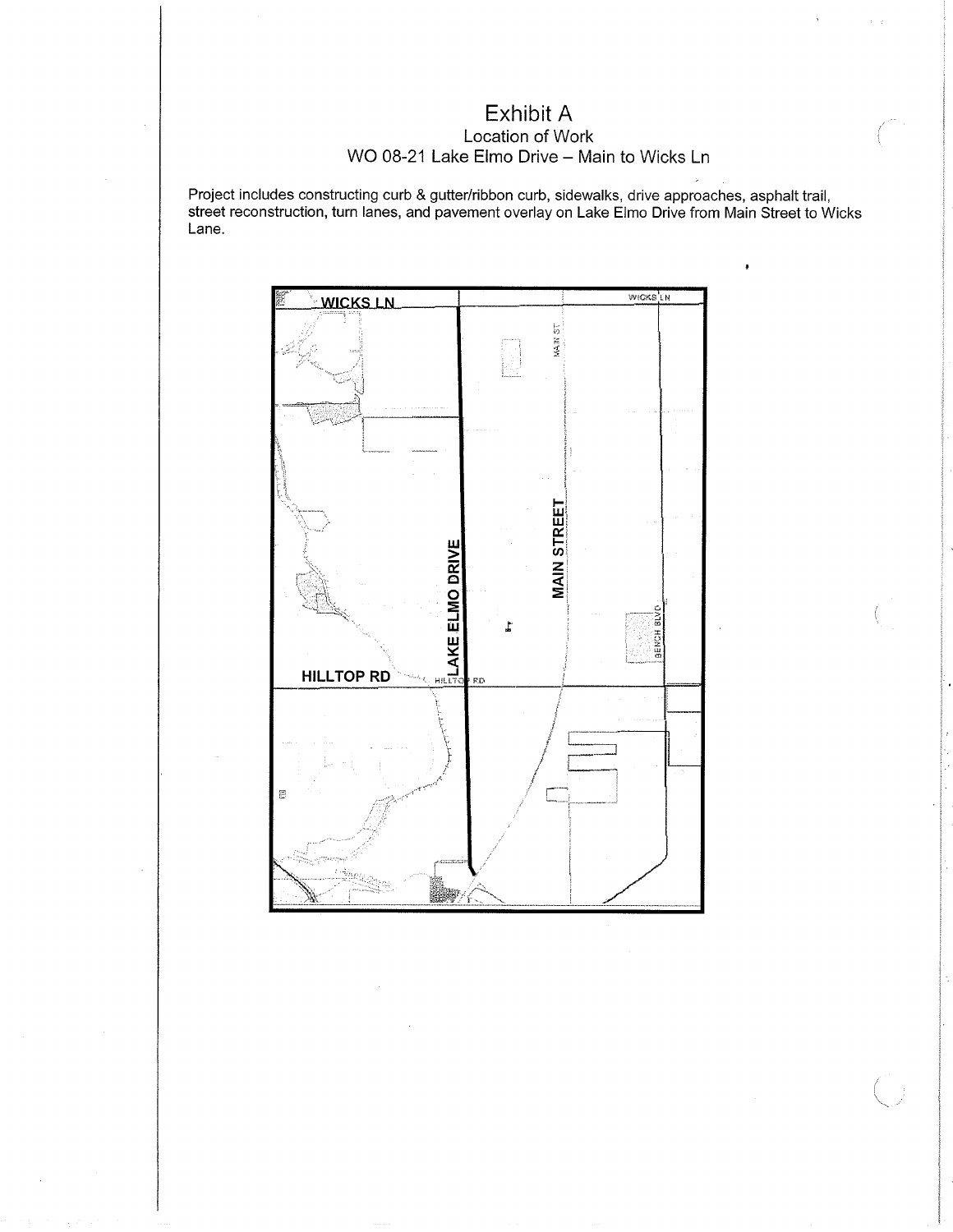# Exhibit A

## Location of Work

## WO 08-21 Lake Elmo Drive – Main to Wicks Ln

Project includes constructing curb & gutter/ribbon curb, sidewalks, drive approaches, asphalt trail, street reconstruction, turn lanes, and pavement overlay on Lake Elmo Drive from Main Street to Wicks Lane.

WICKS LN

LAKE ELMO DRIVE

MAIN STREET

HILLTOP RD

BENCH BLVD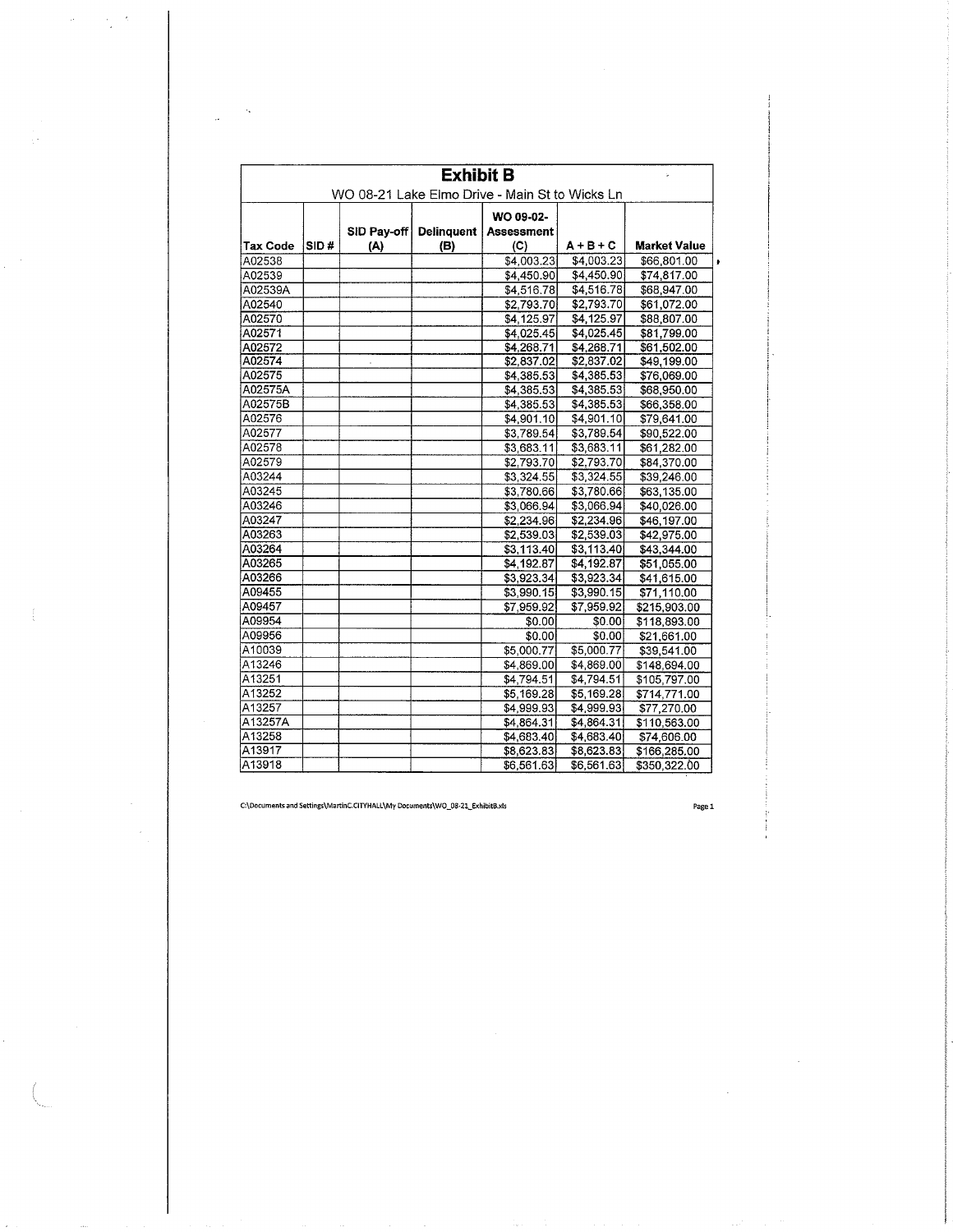# Exhibit B

WO 08-21 Lake Elmo Drive - Main St to Wicks Ln

| Tax Code | SID # | SID Pay-off (A) | Delinquent (B) | WO 09-02-Assessment (C) | A + B + C | Market Value |
|---|---|---|---|---|---|---|
| A02538 | | | | $4,003.23 | $4,003.23 | $66,801.00 |
| A02539 | | | | $4,450.90 | $4,450.90 | $74,817.00 |
| A02539A | | | | $4,516.78 | $4,516.78 | $68,947.00 |
| A02540 | | | | $2,793.70 | $2,793.70 | $61,072.00 |
| A02570 | | | | $4,125.97 | $4,125.97 | $88,807.00 |
| A02571 | | | | $4,025.45 | $4,025.45 | $81,799.00 |
| A02572 | | | | $4,268.71 | $4,268.71 | $61,502.00 |
| A02574 | | | | $2,837.02 | $2,837.02 | $49,199.00 |
| A02575 | | | | $4,385.53 | $4,385.53 | $76,069.00 |
| A02575A | | | | $4,385.53 | $4,385.53 | $68,950.00 |
| A02575B | | | | $4,385.53 | $4,385.53 | $66,358.00 |
| A02576 | | | | $4,901.10 | $4,901.10 | $79,641.00 |
| A02577 | | | | $3,789.54 | $3,789.54 | $90,522.00 |
| A02578 | | | | $3,683.11 | $3,683.11 | $61,282.00 |
| A02579 | | | | $2,793.70 | $2,793.70 | $84,370.00 |
| A03244 | | | | $3,324.55 | $3,324.55 | $39,246.00 |
| A03245 | | | | $3,780.66 | $3,780.66 | $63,135.00 |
| A03246 | | | | $3,066.94 | $3,066.94 | $40,026.00 |
| A03247 | | | | $2,234.96 | $2,234.96 | $46,197.00 |
| A03263 | | | | $2,539.03 | $2,539.03 | $42,975.00 |
| A03264 | | | | $3,113.40 | $3,113.40 | $43,344.00 |
| A03265 | | | | $4,192.87 | $4,192.87 | $51,055.00 |
| A03266 | | | | $3,923.34 | $3,923.34 | $41,615.00 |
| A09455 | | | | $3,990.15 | $3,990.15 | $71,110.00 |
| A09457 | | | | $7,959.92 | $7,959.92 | $215,903.00 |
| A09954 | | | | $0.00 | $0.00 | $118,893.00 |
| A09956 | | | | $0.00 | $0.00 | $21,661.00 |
| A10039 | | | | $5,000.77 | $5,000.77 | $39,541.00 |
| A13246 | | | | $4,869.00 | $4,869.00 | $148,694.00 |
| A13251 | | | | $4,794.51 | $4,794.51 | $105,797.00 |
| A13252 | | | | $5,169.28 | $5,169.28 | $714,771.00 |
| A13257 | | | | $4,999.93 | $4,999.93 | $77,270.00 |
| A13257A | | | | $4,864.31 | $4,864.31 | $110,563.00 |
| A13258 | | | | $4,683.40 | $4,683.40 | $74,606.00 |
| A13917 | | | | $8,623.83 | $8,623.83 | $166,285.00 |
| A13918 | | | | $6,561.63 | $6,561.63 | $350,322.00 |

C:\Documents and Settings\MartinC.CITYHALL\My Documents\WO_08-21_ExhibitB.xls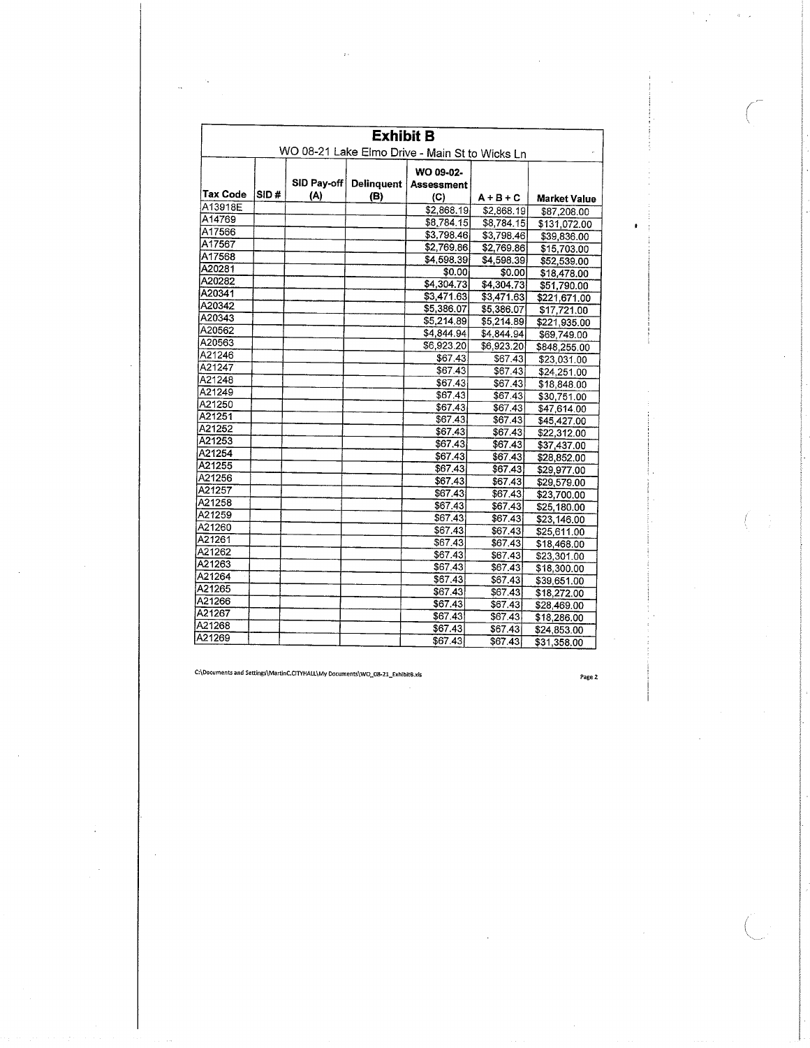# Exhibit B

WO 08-21 Lake Elmo Drive - Main St to Wicks Ln

| Tax Code | SID # | SID Pay-off (A) | Delinquent (B) | WO 09-02-Assessment (C) | A + B + C | Market Value |
|---|---|---|---|---|---|---|
| A13918E | | | | $2,868.19 | $2,868.19 | $87,208.00 |
| A14769 | | | | $8,784.15 | $8,784.15 | $131,072.00 |
| A17566 | | | | $3,798.46 | $3,798.46 | $39,836.00 |
| A17567 | | | | $2,769.86 | $2,769.86 | $15,703.00 |
| A17568 | | | | $4,598.39 | $4,598.39 | $52,539.00 |
| A20281 | | | | $0.00 | $0.00 | $18,478.00 |
| A20282 | | | | $4,304.73 | $4,304.73 | $51,790.00 |
| A20341 | | | | $3,471.63 | $3,471.63 | $221,671.00 |
| A20342 | | | | $5,386.07 | $5,386.07 | $17,721.00 |
| A20343 | | | | $5,214.89 | $5,214.89 | $221,935.00 |
| A20562 | | | | $4,844.94 | $4,844.94 | $69,749.00 |
| A20563 | | | | $6,923.20 | $6,923.20 | $848,255.00 |
| A21246 | | | | $67.43 | $67.43 | $23,031.00 |
| A21247 | | | | $67.43 | $67.43 | $24,251.00 |
| A21248 | | | | $67.43 | $67.43 | $18,848.00 |
| A21249 | | | | $67.43 | $67.43 | $30,751.00 |
| A21250 | | | | $67.43 | $67.43 | $47,614.00 |
| A21251 | | | | $67.43 | $67.43 | $45,427.00 |
| A21252 | | | | $67.43 | $67.43 | $22,312.00 |
| A21253 | | | | $67.43 | $67.43 | $37,437.00 |
| A21254 | | | | $67.43 | $67.43 | $28,852.00 |
| A21255 | | | | $67.43 | $67.43 | $29,977.00 |
| A21256 | | | | $67.43 | $67.43 | $29,579.00 |
| A21257 | | | | $67.43 | $67.43 | $23,700.00 |
| A21258 | | | | $67.43 | $67.43 | $25,180.00 |
| A21259 | | | | $67.43 | $67.43 | $23,146.00 |
| A21260 | | | | $67.43 | $67.43 | $25,611.00 |
| A21261 | | | | $67.43 | $67.43 | $18,468.00 |
| A21262 | | | | $67.43 | $67.43 | $23,301.00 |
| A21263 | | | | $67.43 | $67.43 | $18,300.00 |
| A21264 | | | | $67.43 | $67.43 | $39,651.00 |
| A21265 | | | | $67.43 | $67.43 | $18,272.00 |
| A21266 | | | | $67.43 | $67.43 | $28,469.00 |
| A21267 | | | | $67.43 | $67.43 | $18,286.00 |
| A21268 | | | | $67.43 | $67.43 | $24,853.00 |
| A21269 | | | | $67.43 | $67.43 | $31,358.00 |

C:\Documents and Settings\MartinC.CITYHALL\My Documents\WO_08-21_ExhibitB.xls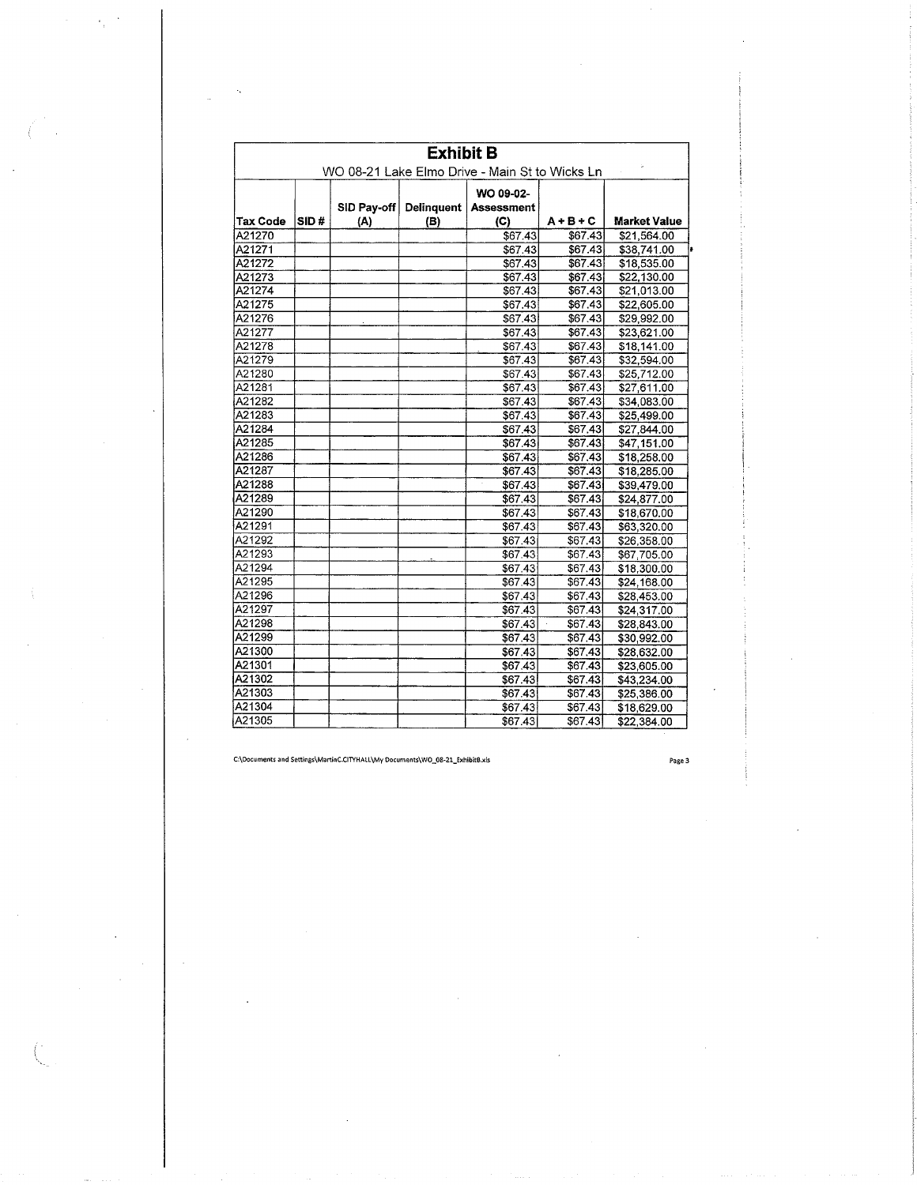# Exhibit B

WO 08-21 Lake Elmo Drive - Main St to Wicks Ln

| Tax Code | SID # | SID Pay-off (A) | Delinquent (B) | WO 09-02-Assessment (C) | A + B + C | Market Value |
|---|---|---|---|---|---|---|
| A21270 | | | | $67.43 | $67.43 | $21,564.00 |
| A21271 | | | | $67.43 | $67.43 | $38,741.00 |
| A21272 | | | | $67.43 | $67.43 | $18,535.00 |
| A21273 | | | | $67.43 | $67.43 | $22,130.00 |
| A21274 | | | | $67.43 | $67.43 | $21,013.00 |
| A21275 | | | | $67.43 | $67.43 | $22,605.00 |
| A21276 | | | | $67.43 | $67.43 | $29,992.00 |
| A21277 | | | | $67.43 | $67.43 | $23,621.00 |
| A21278 | | | | $67.43 | $67.43 | $18,141.00 |
| A21279 | | | | $67.43 | $67.43 | $32,594.00 |
| A21280 | | | | $67.43 | $67.43 | $25,712.00 |
| A21281 | | | | $67.43 | $67.43 | $27,611.00 |
| A21282 | | | | $67.43 | $67.43 | $34,083.00 |
| A21283 | | | | $67.43 | $67.43 | $25,499.00 |
| A21284 | | | | $67.43 | $67.43 | $27,844.00 |
| A21285 | | | | $67.43 | $67.43 | $47,151.00 |
| A21286 | | | | $67.43 | $67.43 | $18,258.00 |
| A21287 | | | | $67.43 | $67.43 | $18,285.00 |
| A21288 | | | | $67.43 | $67.43 | $39,479.00 |
| A21289 | | | | $67.43 | $67.43 | $24,877.00 |
| A21290 | | | | $67.43 | $67.43 | $18,670.00 |
| A21291 | | | | $67.43 | $67.43 | $63,320.00 |
| A21292 | | | | $67.43 | $67.43 | $26,358.00 |
| A21293 | | | | $67.43 | $67.43 | $67,705.00 |
| A21294 | | | | $67.43 | $67.43 | $18,300.00 |
| A21295 | | | | $67.43 | $67.43 | $24,168.00 |
| A21296 | | | | $67.43 | $67.43 | $28,453.00 |
| A21297 | | | | $67.43 | $67.43 | $24,317.00 |
| A21298 | | | | $67.43 | $67.43 | $28,843.00 |
| A21299 | | | | $67.43 | $67.43 | $30,992.00 |
| A21300 | | | | $67.43 | $67.43 | $28,632.00 |
| A21301 | | | | $67.43 | $67.43 | $23,605.00 |
| A21302 | | | | $67.43 | $67.43 | $43,234.00 |
| A21303 | | | | $67.43 | $67.43 | $25,386.00 |
| A21304 | | | | $67.43 | $67.43 | $18,629.00 |
| A21305 | | | | $67.43 | $67.43 | $22,384.00 |

C:\Documents and Settings\MartinC.CITYHALL\My Documents\WO_08-21_ExhibitB.xls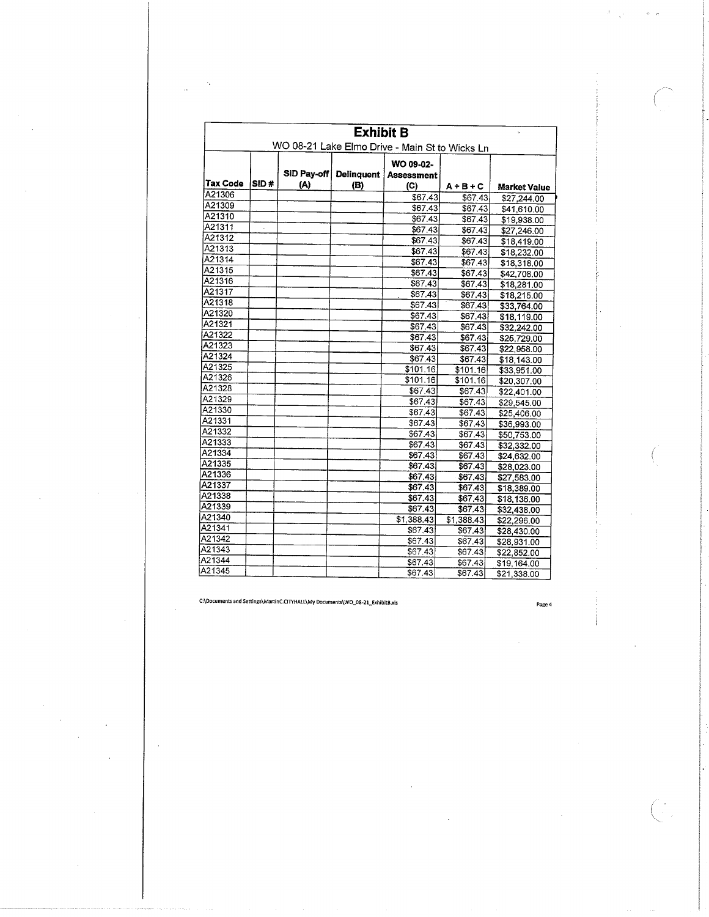# Exhibit B

WO 08-21 Lake Elmo Drive - Main St to Wicks Ln

| Tax Code | SID # | SID Pay-off (A) | Delinquent (B) | WO 09-02-Assessment (C) | A + B + C | Market Value |
|---|---|---|---|---|---|---|
| A21306 | | | | $67.43 | $67.43 | $27,244.00 |
| A21309 | | | | $67.43 | $67.43 | $41,610.00 |
| A21310 | | | | $67.43 | $67.43 | $19,938.00 |
| A21311 | | | | $67.43 | $67.43 | $27,246.00 |
| A21312 | | | | $67.43 | $67.43 | $18,419.00 |
| A21313 | | | | $67.43 | $67.43 | $18,232.00 |
| A21314 | | | | $67.43 | $67.43 | $18,318.00 |
| A21315 | | | | $67.43 | $67.43 | $42,708.00 |
| A21316 | | | | $67.43 | $67.43 | $18,281.00 |
| A21317 | | | | $67.43 | $67.43 | $18,215.00 |
| A21318 | | | | $67.43 | $67.43 | $33,764.00 |
| A21320 | | | | $67.43 | $67.43 | $18,119.00 |
| A21321 | | | | $67.43 | $67.43 | $32,242.00 |
| A21322 | | | | $67.43 | $67.43 | $25,729.00 |
| A21323 | | | | $67.43 | $67.43 | $22,958.00 |
| A21324 | | | | $67.43 | $67.43 | $18,143.00 |
| A21325 | | | | $101.16 | $101.16 | $33,951.00 |
| A21326 | | | | $101.16 | $101.16 | $20,307.00 |
| A21328 | | | | $67.43 | $67.43 | $22,401.00 |
| A21329 | | | | $67.43 | $67.43 | $29,545.00 |
| A21330 | | | | $67.43 | $67.43 | $25,406.00 |
| A21331 | | | | $67.43 | $67.43 | $36,993.00 |
| A21332 | | | | $67.43 | $67.43 | $50,753.00 |
| A21333 | | | | $67.43 | $67.43 | $32,332.00 |
| A21334 | | | | $67.43 | $67.43 | $24,632.00 |
| A21335 | | | | $67.43 | $67.43 | $28,023.00 |
| A21336 | | | | $67.43 | $67.43 | $27,583.00 |
| A21337 | | | | $67.43 | $67.43 | $18,389.00 |
| A21338 | | | | $67.43 | $67.43 | $18,136.00 |
| A21339 | | | | $67.43 | $67.43 | $32,438.00 |
| A21340 | | | | $1,388.43 | $1,388.43 | $22,296.00 |
| A21341 | | | | $67.43 | $67.43 | $28,430.00 |
| A21342 | | | | $67.43 | $67.43 | $28,931.00 |
| A21343 | | | | $67.43 | $67.43 | $22,852.00 |
| A21344 | | | | $67.43 | $67.43 | $19,164.00 |
| A21345 | | | | $67.43 | $67.43 | $21,338.00 |

C:\Documents and Settings\MartinC.CITYHALL\My Documents\WO_08-21_ExhibitB.xls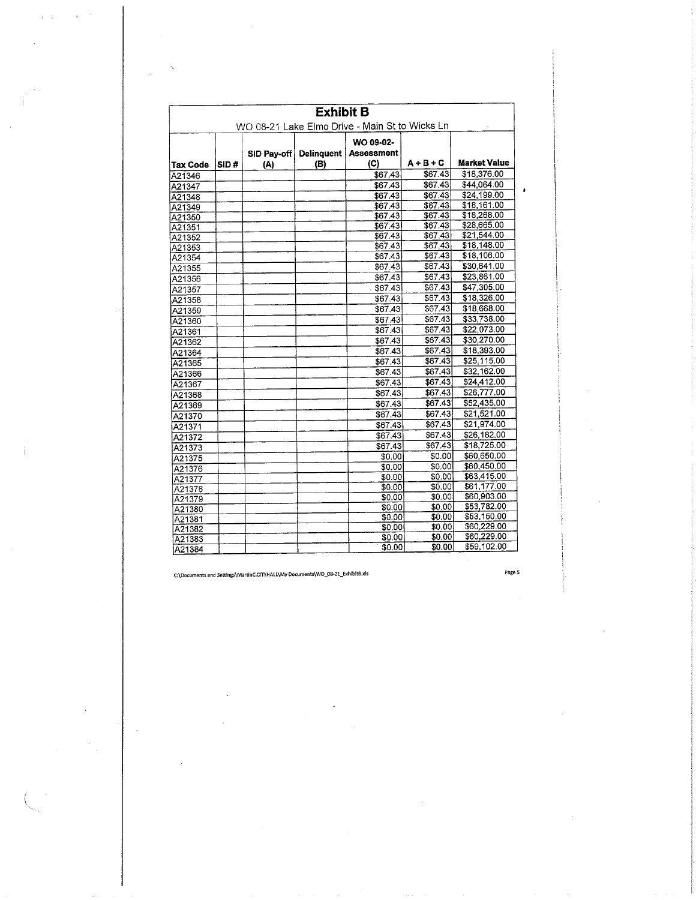## Exhibit B

WO 08-21 Lake Elmo Drive - Main St to Wicks Ln

| Tax Code | SID # | SID Pay-off (A) | Delinquent (B) | WO 09-02-Assessment (C) | A + B + C | Market Value |
|---|---|---|---|---|---|---|
| A21346 | | | | $67.43 | $67.43 | $18,376.00 |
| A21347 | | | | $67.43 | $67.43 | $44,064.00 |
| A21348 | | | | $67.43 | $67.43 | $24,199.00 |
| A21349 | | | | $67.43 | $67.43 | $18,161.00 |
| A21350 | | | | $67.43 | $67.43 | $18,268.00 |
| A21351 | | | | $67.43 | $67.43 | $28,665.00 |
| A21352 | | | | $67.43 | $67.43 | $21,544.00 |
| A21353 | | | | $67.43 | $67.43 | $18,148.00 |
| A21354 | | | | $67.43 | $67.43 | $18,106.00 |
| A21355 | | | | $67.43 | $67.43 | $30,641.00 |
| A21356 | | | | $67.43 | $67.43 | $23,861.00 |
| A21357 | | | | $67.43 | $67.43 | $47,305.00 |
| A21358 | | | | $67.43 | $67.43 | $18,326.00 |
| A21359 | | | | $67.43 | $67.43 | $18,668.00 |
| A21360 | | | | $67.43 | $67.43 | $33,738.00 |
| A21361 | | | | $67.43 | $67.43 | $22,073.00 |
| A21362 | | | | $67.43 | $67.43 | $30,270.00 |
| A21364 | | | | $67.43 | $67.43 | $18,393.00 |
| A21365 | | | | $67.43 | $67.43 | $25,115.00 |
| A21366 | | | | $67.43 | $67.43 | $32,162.00 |
| A21367 | | | | $67.43 | $67.43 | $24,412.00 |
| A21368 | | | | $67.43 | $67.43 | $26,777.00 |
| A21369 | | | | $67.43 | $67.43 | $52,435.00 |
| A21370 | | | | $67.43 | $67.43 | $21,521.00 |
| A21371 | | | | $67.43 | $67.43 | $21,974.00 |
| A21372 | | | | $67.43 | $67.43 | $26,182.00 |
| A21373 | | | | $67.43 | $67.43 | $18,725.00 |
| A21375 | | | | $0.00 | $0.00 | $60,650.00 |
| A21376 | | | | $0.00 | $0.00 | $60,450.00 |
| A21377 | | | | $0.00 | $0.00 | $63,415.00 |
| A21378 | | | | $0.00 | $0.00 | $61,177.00 |
| A21379 | | | | $0.00 | $0.00 | $60,903.00 |
| A21380 | | | | $0.00 | $0.00 | $53,782.00 |
| A21381 | | | | $0.00 | $0.00 | $53,150.00 |
| A21382 | | | | $0.00 | $0.00 | $60,229.00 |
| A21383 | | | | $0.00 | $0.00 | $60,229.00 |
| A21384 | | | | $0.00 | $0.00 | $59,102.00 |

C:\Documents and Settings\MartinC.CITYHALL\My Documents\WO_08-21_ExhibitB.xls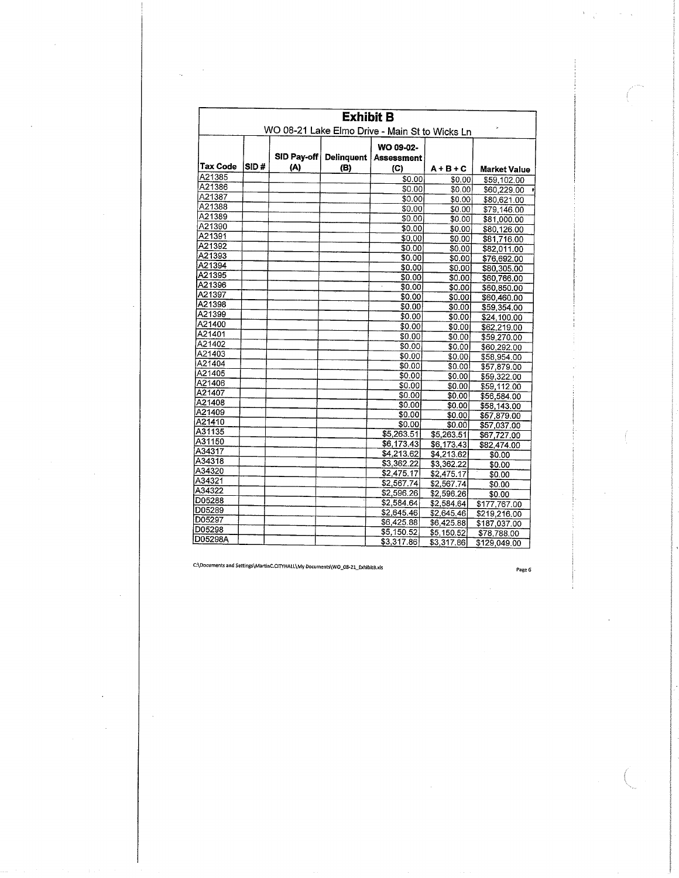## Exhibit B

WO 08-21 Lake Elmo Drive - Main St to Wicks Ln

| Tax Code | SID # | SID Pay-off (A) | Delinquent (B) | WO 09-02- Assessment (C) | A + B + C | Market Value |
|---|---|---|---|---|---|---|
| A21385 | | | | $0.00 | $0.00 | $59,102.00 |
| A21386 | | | | $0.00 | $0.00 | $60,229.00 |
| A21387 | | | | $0.00 | $0.00 | $80,621.00 |
| A21388 | | | | $0.00 | $0.00 | $79,146.00 |
| A21389 | | | | $0.00 | $0.00 | $81,000.00 |
| A21390 | | | | $0.00 | $0.00 | $80,126.00 |
| A21391 | | | | $0.00 | $0.00 | $81,716.00 |
| A21392 | | | | $0.00 | $0.00 | $82,011.00 |
| A21393 | | | | $0.00 | $0.00 | $76,692.00 |
| A21394 | | | | $0.00 | $0.00 | $80,305.00 |
| A21395 | | | | $0.00 | $0.00 | $60,766.00 |
| A21396 | | | | $0.00 | $0.00 | $60,850.00 |
| A21397 | | | | $0.00 | $0.00 | $60,460.00 |
| A21398 | | | | $0.00 | $0.00 | $59,354.00 |
| A21399 | | | | $0.00 | $0.00 | $24,100.00 |
| A21400 | | | | $0.00 | $0.00 | $62,219.00 |
| A21401 | | | | $0.00 | $0.00 | $59,270.00 |
| A21402 | | | | $0.00 | $0.00 | $60,292.00 |
| A21403 | | | | $0.00 | $0.00 | $58,954.00 |
| A21404 | | | | $0.00 | $0.00 | $57,879.00 |
| A21405 | | | | $0.00 | $0.00 | $59,322.00 |
| A21406 | | | | $0.00 | $0.00 | $59,112.00 |
| A21407 | | | | $0.00 | $0.00 | $56,584.00 |
| A21408 | | | | $0.00 | $0.00 | $58,143.00 |
| A21409 | | | | $0.00 | $0.00 | $57,879.00 |
| A21410 | | | | $0.00 | $0.00 | $57,037.00 |
| A31135 | | | | $5,263.51 | $5,263.51 | $67,727.00 |
| A31150 | | | | $6,173.43 | $6,173.43 | $82,474.00 |
| A34317 | | | | $4,213.62 | $4,213.62 | $0.00 |
| A34318 | | | | $3,362.22 | $3,362.22 | $0.00 |
| A34320 | | | | $2,475.17 | $2,475.17 | $0.00 |
| A34321 | | | | $2,567.74 | $2,567.74 | $0.00 |
| A34322 | | | | $2,596.26 | $2,596.26 | $0.00 |
| D05288 | | | | $2,584.64 | $2,584.64 | $177,767.00 |
| D05289 | | | | $2,645.46 | $2,645.46 | $219,216.00 |
| D05297 | | | | $6,425.88 | $6,425.88 | $187,037.00 |
| D05298 | | | | $5,150.52 | $5,150.52 | $78,788.00 |
| D05298A | | | | $3,317.86 | $3,317.86 | $129,049.00 |

C:\Documents and Settings\MartinC.CITYHALL\My Documents\WO_08-21_ExhibitB.xls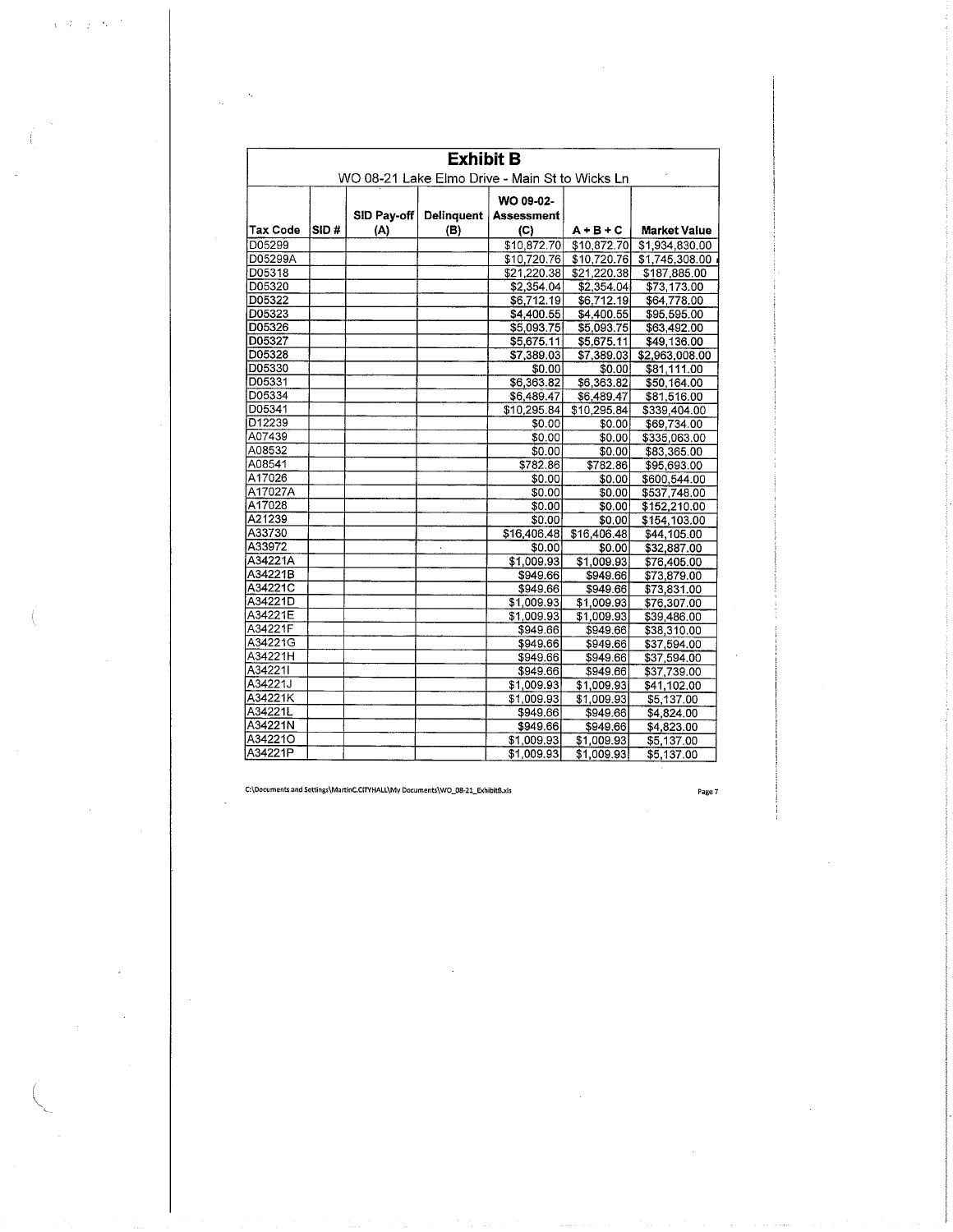# Exhibit B

WO 08-21 Lake Elmo Drive - Main St to Wicks Ln

| Tax Code | SID # | SID Pay-off (A) | Delinquent (B) | WO 09-02-Assessment (C) | A + B + C | Market Value |
|---|---|---|---|---|---|---|
| D05299 | | | | $10,872.70 | $10,872.70 | $1,934,830.00 |
| D05299A | | | | $10,720.76 | $10,720.76 | $1,745,308.00 |
| D05318 | | | | $21,220.38 | $21,220.38 | $187,885.00 |
| D05320 | | | | $2,354.04 | $2,354.04 | $73,173.00 |
| D05322 | | | | $6,712.19 | $6,712.19 | $64,778.00 |
| D05323 | | | | $4,400.55 | $4,400.55 | $95,595.00 |
| D05326 | | | | $5,093.75 | $5,093.75 | $63,492.00 |
| D05327 | | | | $5,675.11 | $5,675.11 | $49,136.00 |
| D05328 | | | | $7,389.03 | $7,389.03 | $2,963,008.00 |
| D05330 | | | | $0.00 | $0.00 | $81,111.00 |
| D05331 | | | | $6,363.82 | $6,363.82 | $50,164.00 |
| D05334 | | | | $6,489.47 | $6,489.47 | $81,516.00 |
| D05341 | | | | $10,295.84 | $10,295.84 | $339,404.00 |
| D12239 | | | | $0.00 | $0.00 | $69,734.00 |
| A07439 | | | | $0.00 | $0.00 | $335,063.00 |
| A08532 | | | | $0.00 | $0.00 | $83,365.00 |
| A08541 | | | | $782.86 | $782.86 | $95,693.00 |
| A17026 | | | | $0.00 | $0.00 | $600,544.00 |
| A17027A | | | | $0.00 | $0.00 | $537,748.00 |
| A17028 | | | | $0.00 | $0.00 | $152,210.00 |
| A21239 | | | | $0.00 | $0.00 | $154,103.00 |
| A33730 | | | | $16,406.48 | $16,406.48 | $44,105.00 |
| A33972 | | | | $0.00 | $0.00 | $32,887.00 |
| A34221A | | | | $1,009.93 | $1,009.93 | $76,405.00 |
| A34221B | | | | $949.66 | $949.66 | $73,879.00 |
| A34221C | | | | $949.66 | $949.66 | $73,831.00 |
| A34221D | | | | $1,009.93 | $1,009.93 | $76,307.00 |
| A34221E | | | | $1,009.93 | $1,009.93 | $39,486.00 |
| A34221F | | | | $949.66 | $949.66 | $38,310.00 |
| A34221G | | | | $949.66 | $949.66 | $37,594.00 |
| A34221H | | | | $949.66 | $949.66 | $37,594.00 |
| A34221I | | | | $949.66 | $949.66 | $37,739.00 |
| A34221J | | | | $1,009.93 | $1,009.93 | $41,102.00 |
| A34221K | | | | $1,009.93 | $1,009.93 | $5,137.00 |
| A34221L | | | | $949.66 | $949.66 | $4,824.00 |
| A34221N | | | | $949.66 | $949.66 | $4,823.00 |
| A34221O | | | | $1,009.93 | $1,009.93 | $5,137.00 |
| A34221P | | | | $1,009.93 | $1,009.93 | $5,137.00 |

C:\Documents and Settings\MartinC.CITYHALL\My Documents\WO_08-21_ExhibitB.xls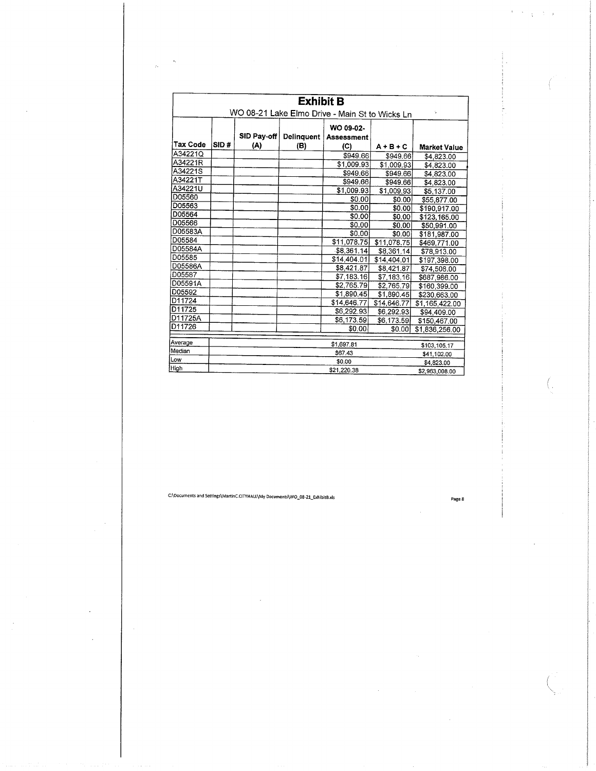# Exhibit B

WO 08-21 Lake Elmo Drive - Main St to Wicks Ln

| Tax Code | SID # | SID Pay-off (A) | Delinquent (B) | WO 09-02-Assessment (C) | A + B + C | Market Value |
|---|---|---|---|---|---|---|
| A34221Q | | | | $949.66 | $949.66 | $4,823.00 |
| A34221R | | | | $1,009.93 | $1,009.93 | $4,823.00 |
| A34221S | | | | $949.66 | $949.66 | $4,823.00 |
| A34221T | | | | $949.66 | $949.66 | $4,823.00 |
| A34221U | | | | $1,009.93 | $1,009.93 | $5,137.00 |
| D05560 | | | | $0.00 | $0.00 | $55,877.00 |
| D05563 | | | | $0.00 | $0.00 | $190,917.00 |
| D05564 | | | | $0.00 | $0.00 | $123,165.00 |
| D05566 | | | | $0.00 | $0.00 | $50,991.00 |
| D05583A | | | | $0.00 | $0.00 | $181,987.00 |
| D05584 | | | | $11,078.75 | $11,078.75 | $469,771.00 |
| D05584A | | | | $8,361.14 | $8,361.14 | $78,913.00 |
| D05585 | | | | $14,404.01 | $14,404.01 | $197,398.00 |
| D05586A | | | | $8,421.87 | $8,421.87 | $74,508.00 |
| D05587 | | | | $7,183.16 | $7,183.16 | $687,986.00 |
| D05591A | | | | $2,765.79 | $2,765.79 | $160,399.00 |
| D05592 | | | | $1,890.45 | $1,890.45 | $230,663.00 |
| D11724 | | | | $14,646.77 | $14,646.77 | $1,165,422.00 |
| D11725 | | | | $6,292.93 | $6,292.93 | $94,409.00 |
| D11725A | | | | $6,173.59 | $6,173.59 | $150,467.00 |
| D11726 | | | | $0.00 | $0.00 | $1,836,256.00 |
| Average | | | | $1,697.81 | | $103,105.17 |
| Median | | | | $67.43 | | $41,102.00 |
| Low | | | | $0.00 | | $4,823.00 |
| High | | | | $21,220.38 | | $2,963,008.00 |

C:\Documents and Settings\MartinC.CITYHALL\My Documents\WO_08-21_ExhibitB.xls